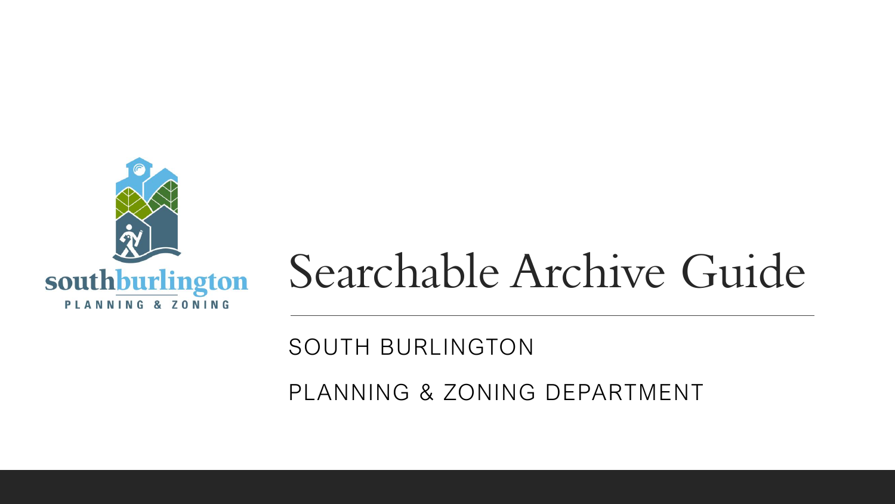# Searchable Archive Guide

SOUTH BURLINGTON

PLANNING & ZONING DEPARTMENT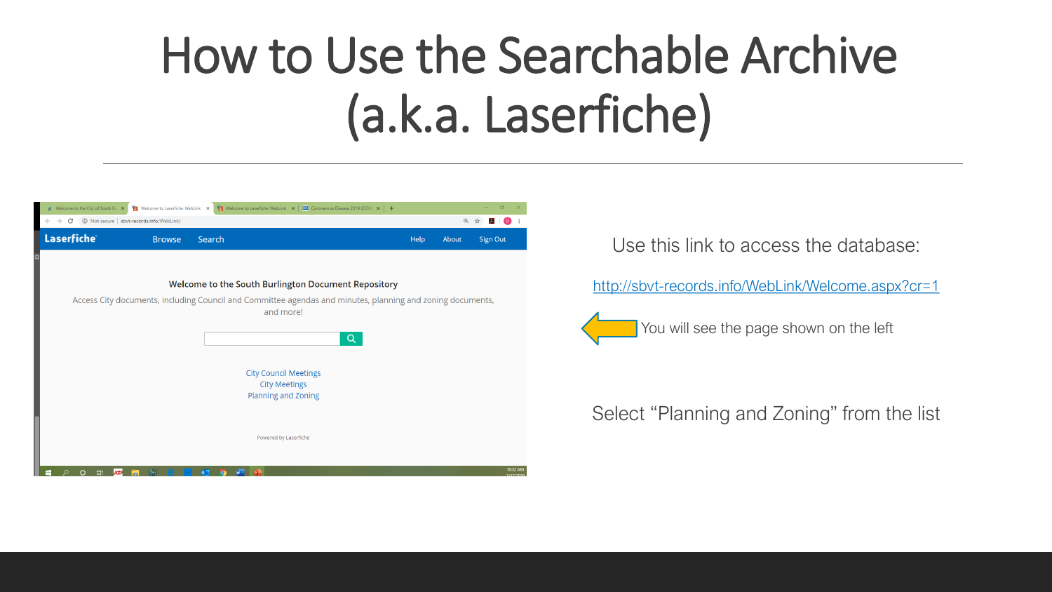# How to Use the Searchable Archive (a.k.a. Laserfiche)

Use this link to access the database:

http://sbvt-records.info/WebLink/Welcome.aspx?cr=1

You will see the page shown on the left

Select "Planning and Zoning" from the list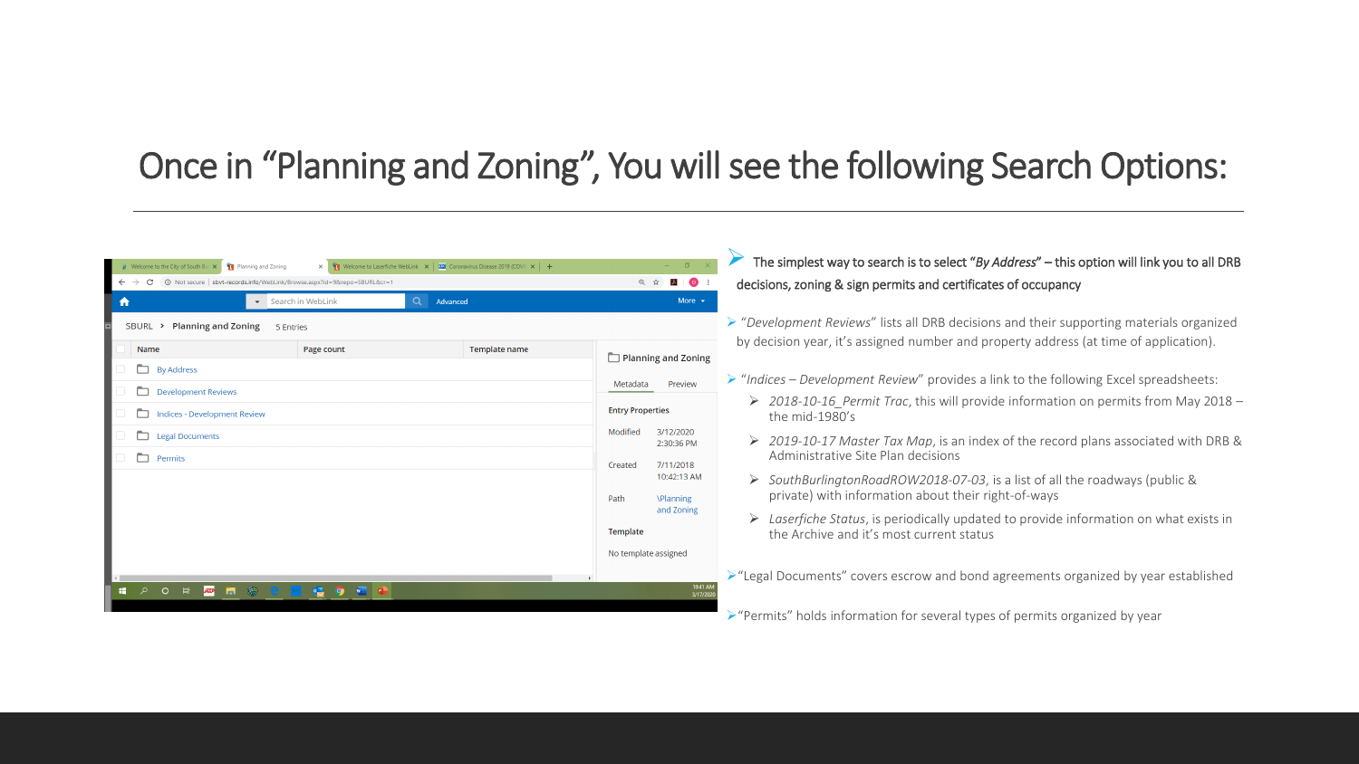# Once in "Planning and Zoning", You will see the following Search Options:

- The simplest way to search is to select "*By Address*" – this option will link you to all DRB decisions, zoning & sign permits and certificates of occupancy
- "*Development Reviews*" lists all DRB decisions and their supporting materials organized by decision year, it's assigned number and property address (at time of application).
- "*Indices – Development Review*" provides a link to the following Excel spreadsheets:
  - *2018-10-16_Permit Trac*, this will provide information on permits from May 2018 – the mid-1980's
  - *2019-10-17 Master Tax Map*, is an index of the record plans associated with DRB & Administrative Site Plan decisions
  - *SouthBurlingtonRoadROW2018-07-03*, is a list of all the roadways (public & private) with information about their right-of-ways
  - *Laserfiche Status*, is periodically updated to provide information on what exists in the Archive and it's most current status
- "Legal Documents" covers escrow and bond agreements organized by year established
- "Permits" holds information for several types of permits organized by year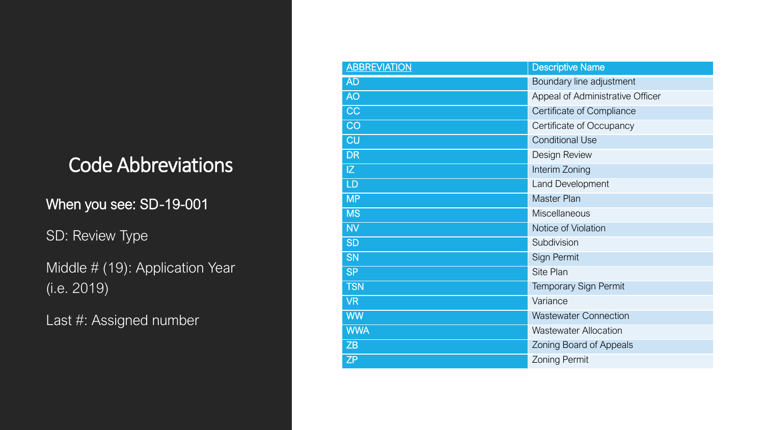# Code Abbreviations

When you see: SD-19-001

SD: Review Type

Middle # (19): Application Year (i.e. 2019)

Last #: Assigned number

| ABBREVIATION | Descriptive Name |
| --- | --- |
| AD | Boundary line adjustment |
| AO | Appeal of Administrative Officer |
| CC | Certificate of Compliance |
| CO | Certificate of Occupancy |
| CU | Conditional Use |
| DR | Design Review |
| IZ | Interim Zoning |
| LD | Land Development |
| MP | Master Plan |
| MS | Miscellaneous |
| NV | Notice of Violation |
| SD | Subdivision |
| SN | Sign Permit |
| SP | Site Plan |
| TSN | Temporary Sign Permit |
| VR | Variance |
| WW | Wastewater Connection |
| WWA | Wastewater Allocation |
| ZB | Zoning Board of Appeals |
| ZP | Zoning Permit |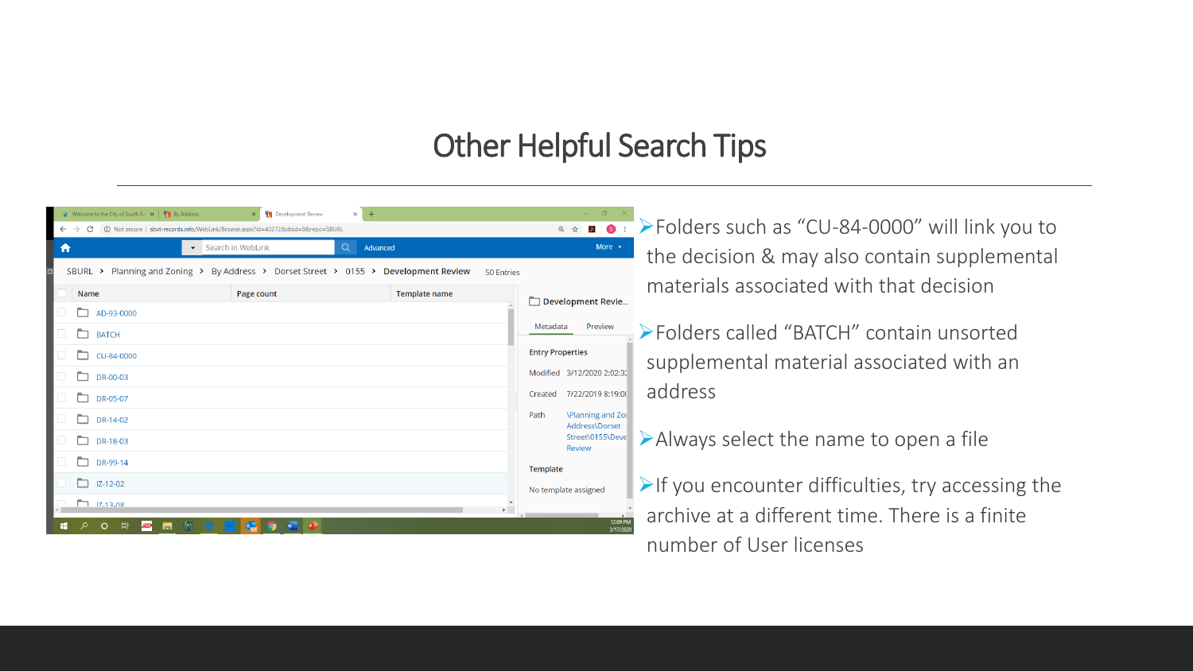# Other Helpful Search Tips

- Folders such as “CU-84-0000” will link you to the decision & may also contain supplemental materials associated with that decision
- Folders called “BATCH” contain unsorted supplemental material associated with an address
- Always select the name to open a file
- If you encounter difficulties, try accessing the archive at a different time. There is a finite number of User licenses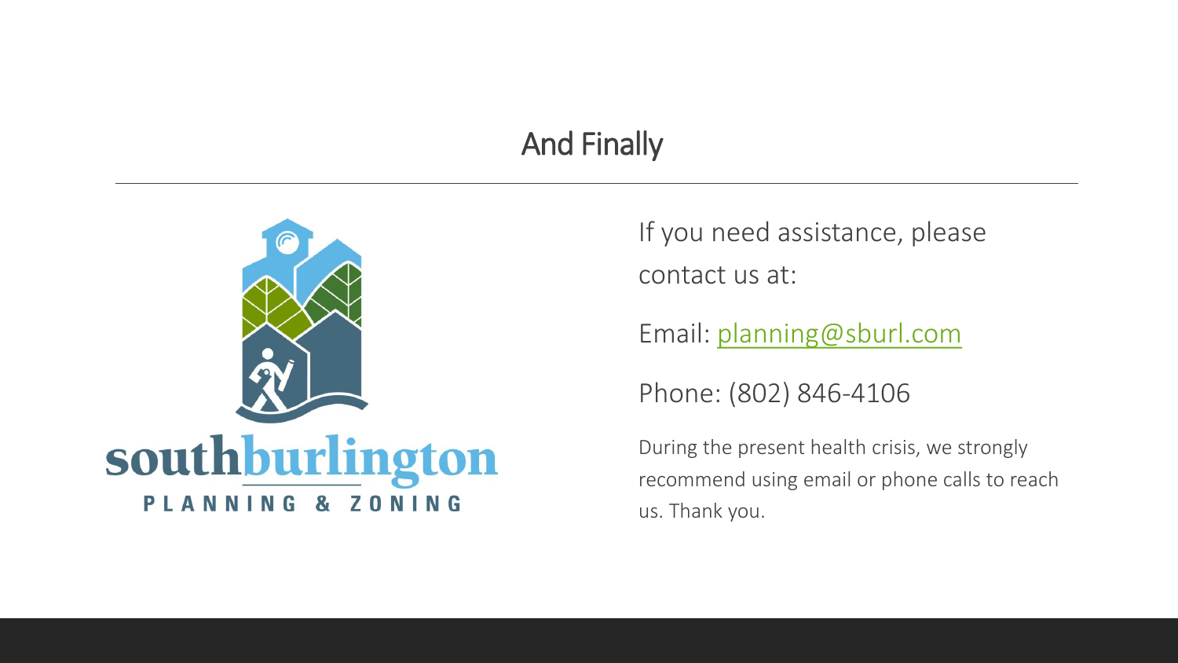## And Finally

southburlington
PLANNING & ZONING

If you need assistance, please contact us at:

Email: [planning@sburl.com](mailto:planning@sburl.com)

Phone: (802) 846-4106

During the present health crisis, we strongly recommend using email or phone calls to reach us. Thank you.